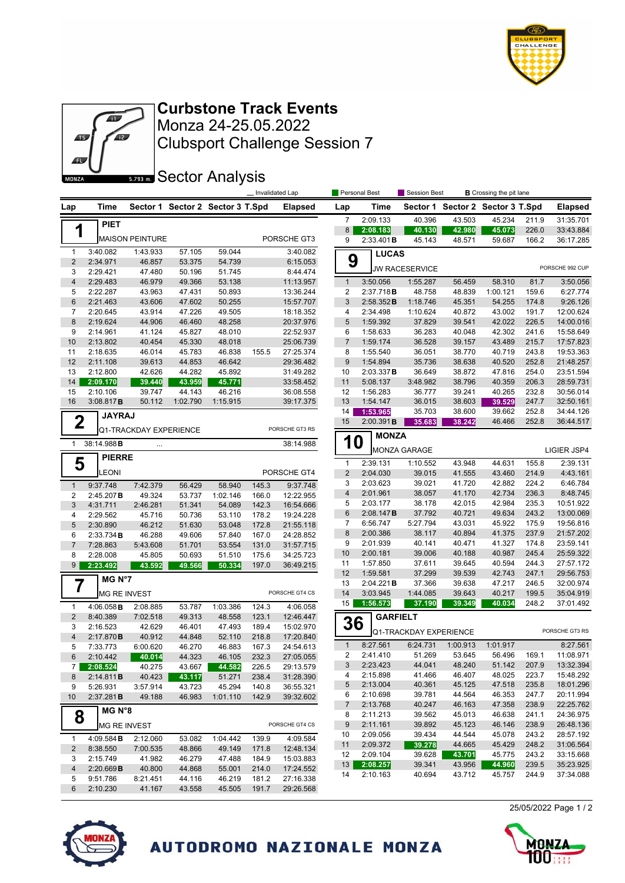# Curbstone Track Events

Monza 24-25.05.2022

Clubsport Challenge Session 7

## Sector Analysis

_ Invalidated Lap | Personal Best | Session Best | **B** Crossing the pit lane

### 1 PIET — MAISON PEINTURE — PORSCHE GT3

| Lap | Time | Sector 1 | Sector 2 | Sector 3 | T.Spd | Elapsed |
|---|---|---|---|---|---|---|
| 1 | 3:40.082 | 1:43.933 | 57.105 | 59.044 | | 3:40.082 |
| 2 | 2:34.971 | 46.857 | 53.375 | 54.739 | | 6:15.053 |
| 3 | 2:29.421 | 47.480 | 50.196 | 51.745 | | 8:44.474 |
| 4 | 2:29.483 | 46.979 | 49.366 | 53.138 | | 11:13.957 |
| 5 | 2:22.287 | 43.963 | 47.431 | 50.893 | | 13:36.244 |
| 6 | 2:21.463 | 43.606 | 47.602 | 50.255 | | 15:57.707 |
| 7 | 2:20.645 | 43.914 | 47.226 | 49.505 | | 18:18.352 |
| 8 | 2:19.624 | 44.906 | 46.460 | 48.258 | | 20:37.976 |
| 9 | 2:14.961 | 41.124 | 45.827 | 48.010 | | 22:52.937 |
| 10 | 2:13.802 | 40.454 | 45.330 | 48.018 | | 25:06.739 |
| 11 | 2:18.635 | 46.014 | 45.783 | 46.838 | 155.5 | 27:25.374 |
| 12 | 2:11.108 | 39.613 | 44.853 | 46.642 | | 29:36.482 |
| 13 | 2:12.800 | 42.626 | 44.282 | 45.892 | | 31:49.282 |
| 14 | 2:09.170 | 39.440 | 43.959 | 45.771 | | 33:58.452 |
| 15 | 2:10.106 | 39.747 | 44.143 | 46.216 | | 36:08.558 |
| 16 | 3:08.817 **B** | 50.112 | 1:02.790 | 1:15.915 | | 39:17.375 |

### 2 JAYRAJ — Q1-TRACKDAY EXPERIENCE — PORSCHE GT3 RS

| Lap | Time | Sector 1 | Sector 2 | Sector 3 | T.Spd | Elapsed |
|---|---|---|---|---|---|---|
| 1 | 38:14.988 **B** | ... | | | | 38:14.988 |

### 5 PIERRE — LEONI — PORSCHE GT4

| Lap | Time | Sector 1 | Sector 2 | Sector 3 | T.Spd | Elapsed |
|---|---|---|---|---|---|---|
| 1 | 9:37.748 | 7:42.379 | 56.429 | 58.940 | 145.3 | 9:37.748 |
| 2 | 2:45.207 **B** | 49.324 | 53.737 | 1:02.146 | 166.0 | 12:22.955 |
| 3 | 4:31.711 | 2:46.281 | 51.341 | 54.089 | 142.3 | 16:54.666 |
| 4 | 2:29.562 | 45.716 | 50.736 | 53.110 | 178.2 | 19:24.228 |
| 5 | 2:30.890 | 46.212 | 51.630 | 53.048 | 172.8 | 21:55.118 |
| 6 | 2:33.734 **B** | 46.288 | 49.606 | 57.840 | 167.0 | 24:28.852 |
| 7 | 7:28.863 | 5:43.608 | 51.701 | 53.554 | 131.0 | 31:57.715 |
| 8 | 2:28.008 | 45.805 | 50.693 | 51.510 | 175.6 | 34:25.723 |
| 9 | 2:23.492 | 43.592 | 49.566 | 50.334 | 197.0 | 36:49.215 |

### 7 MG N°7 — MG RE INVEST — PORSCHE GT4 CS

| Lap | Time | Sector 1 | Sector 2 | Sector 3 | T.Spd | Elapsed |
|---|---|---|---|---|---|---|
| 1 | 4:06.058 **B** | 2:08.885 | 53.787 | 1:03.386 | 124.3 | 4:06.058 |
| 2 | 8:40.389 | 7:02.518 | 49.313 | 48.558 | 123.1 | 12:46.447 |
| 3 | 2:16.523 | 42.629 | 46.401 | 47.493 | 189.4 | 15:02.970 |
| 4 | 2:17.870 **B** | 40.912 | 44.848 | 52.110 | 218.8 | 17:20.840 |
| 5 | 7:33.773 | 6:00.620 | 46.270 | 46.883 | 167.3 | 24:54.613 |
| 6 | 2:10.442 | 40.014 | 44.323 | 46.105 | 232.3 | 27:05.055 |
| 7 | 2:08.524 | 40.275 | 43.667 | 44.582 | 226.5 | 29:13.579 |
| 8 | 2:14.811 **B** | 40.423 | 43.117 | 51.271 | 238.4 | 31:28.390 |
| 9 | 5:26.931 | 3:57.914 | 43.723 | 45.294 | 140.8 | 36:55.321 |
| 10 | 2:37.281 **B** | 49.188 | 46.983 | 1:01.110 | 142.9 | 39:32.602 |

### 8 MG N°8 — MG RE INVEST — PORSCHE GT4 CS

| Lap | Time | Sector 1 | Sector 2 | Sector 3 | T.Spd | Elapsed |
|---|---|---|---|---|---|---|
| 1 | 4:09.584 **B** | 2:12.060 | 53.082 | 1:04.442 | 139.9 | 4:09.584 |
| 2 | 8:38.550 | 7:00.535 | 48.866 | 49.149 | 171.8 | 12:48.134 |
| 3 | 2:15.749 | 41.982 | 46.279 | 47.488 | 184.9 | 15:03.883 |
| 4 | 2:20.669 **B** | 40.800 | 44.868 | 55.001 | 214.0 | 17:24.552 |
| 5 | 9:51.786 | 8:21.451 | 44.116 | 46.219 | 181.2 | 27:16.338 |
| 6 | 2:10.230 | 41.167 | 43.558 | 45.505 | 191.7 | 29:26.568 |
| 7 | 2:09.133 | 40.396 | 43.503 | 45.234 | 211.9 | 31:35.701 |
| 8 | 2:08.183 | 40.130 | 42.980 | 45.073 | 226.0 | 33:43.884 |
| 9 | 2:33.401 **B** | 45.143 | 48.571 | 59.687 | 166.2 | 36:17.285 |

### 9 LUCAS — JW RACESERVICE — PORSCHE 992 CUP

| Lap | Time | Sector 1 | Sector 2 | Sector 3 | T.Spd | Elapsed |
|---|---|---|---|---|---|---|
| 1 | 3:50.056 | 1:55.287 | 56.459 | 58.310 | 81.7 | 3:50.056 |
| 2 | 2:37.718 **B** | 48.758 | 48.839 | 1:00.121 | 159.6 | 6:27.774 |
| 3 | 2:58.352 **B** | 1:18.746 | 45.351 | 54.255 | 174.8 | 9:26.126 |
| 4 | 2:34.498 | 1:10.624 | 40.872 | 43.002 | 191.7 | 12:00.624 |
| 5 | 1:59.392 | 37.829 | 39.541 | 42.022 | 226.5 | 14:00.016 |
| 6 | 1:58.633 | 36.283 | 40.048 | 42.302 | 241.6 | 15:58.649 |
| 7 | 1:59.174 | 36.528 | 39.157 | 43.489 | 215.7 | 17:57.823 |
| 8 | 1:55.540 | 36.051 | 38.770 | 40.719 | 243.8 | 19:53.363 |
| 9 | 1:54.894 | 35.736 | 38.638 | 40.520 | 252.8 | 21:48.257 |
| 10 | 2:03.337 **B** | 36.649 | 38.872 | 47.816 | 254.0 | 23:51.594 |
| 11 | 5:08.137 | 3:48.982 | 38.796 | 40.359 | 206.3 | 28:59.731 |
| 12 | 1:56.283 | 36.777 | 39.241 | 40.265 | 232.8 | 30:56.014 |
| 13 | 1:54.147 | 36.015 | 38.603 | 39.529 | 247.7 | 32:50.161 |
| 14 | 1:53.965 | 35.703 | 38.600 | 39.662 | 252.8 | 34:44.126 |
| 15 | 2:00.391 **B** | 35.683 | 38.242 | 46.466 | 252.8 | 36:44.517 |

### 10 MONZA — MONZA GARAGE — LIGIER JSP4

| Lap | Time | Sector 1 | Sector 2 | Sector 3 | T.Spd | Elapsed |
|---|---|---|---|---|---|---|
| 1 | 2:39.131 | 1:10.552 | 43.948 | 44.631 | 155.8 | 2:39.131 |
| 2 | 2:04.030 | 39.015 | 41.555 | 43.460 | 214.9 | 4:43.161 |
| 3 | 2:03.623 | 39.021 | 41.720 | 42.882 | 224.2 | 6:46.784 |
| 4 | 2:01.961 | 38.057 | 41.170 | 42.734 | 236.3 | 8:48.745 |
| 5 | 2:03.177 | 38.178 | 42.015 | 42.984 | 235.3 | 10:51.922 |
| 6 | 2:08.147 **B** | 37.792 | 40.721 | 49.634 | 243.2 | 13:00.069 |
| 7 | 6:56.747 | 5:27.794 | 43.031 | 45.922 | 175.9 | 19:56.816 |
| 8 | 2:00.386 | 38.117 | 40.894 | 41.375 | 237.9 | 21:57.202 |
| 9 | 2:01.939 | 40.141 | 40.471 | 41.327 | 174.8 | 23:59.141 |
| 10 | 2:00.181 | 39.006 | 40.188 | 40.987 | 245.4 | 25:59.322 |
| 11 | 1:57.850 | 37.611 | 39.645 | 40.594 | 244.3 | 27:57.172 |
| 12 | 1:59.581 | 37.299 | 39.539 | 42.743 | 247.1 | 29:56.753 |
| 13 | 2:04.221 **B** | 37.366 | 39.638 | 47.217 | 246.5 | 32:00.974 |
| 14 | 3:03.945 | 1:44.085 | 39.643 | 40.217 | 199.5 | 35:04.919 |
| 15 | 1:56.573 | 37.190 | 39.349 | 40.034 | 248.2 | 37:01.492 |

### 36 GARFIELT — Q1-TRACKDAY EXPERIENCE — PORSCHE GT3 RS

| Lap | Time | Sector 1 | Sector 2 | Sector 3 | T.Spd | Elapsed |
|---|---|---|---|---|---|---|
| 1 | 8:27.561 | 6:24.731 | 1:00.913 | 1:01.917 | | 8:27.561 |
| 2 | 2:41.410 | 51.269 | 53.645 | 56.496 | 169.1 | 11:08.971 |
| 3 | 2:23.423 | 44.041 | 48.240 | 51.142 | 207.9 | 13:32.394 |
| 4 | 2:15.898 | 41.466 | 46.407 | 48.025 | 223.7 | 15:48.292 |
| 5 | 2:13.004 | 40.361 | 45.125 | 47.518 | 235.8 | 18:01.296 |
| 6 | 2:10.698 | 39.781 | 44.564 | 46.353 | 247.7 | 20:11.994 |
| 7 | 2:13.768 | 40.247 | 46.163 | 47.358 | 238.9 | 22:25.762 |
| 8 | 2:11.213 | 39.562 | 45.013 | 46.638 | 241.1 | 24:36.975 |
| 9 | 2:11.161 | 39.892 | 45.123 | 46.146 | 238.9 | 26:48.136 |
| 10 | 2:09.056 | 39.434 | 44.544 | 45.078 | 243.2 | 28:57.192 |
| 11 | 2:09.372 | 39.278 | 44.665 | 45.429 | 248.2 | 31:06.564 |
| 12 | 2:09.104 | 39.628 | 43.701 | 45.775 | 243.2 | 33:15.668 |
| 13 | 2:08.257 | 39.341 | 43.956 | 44.960 | 239.5 | 35:23.925 |
| 14 | 2:10.163 | 40.694 | 43.712 | 45.757 | 244.9 | 37:34.088 |

25/05/2022

AUTODROMO NAZIONALE MONZA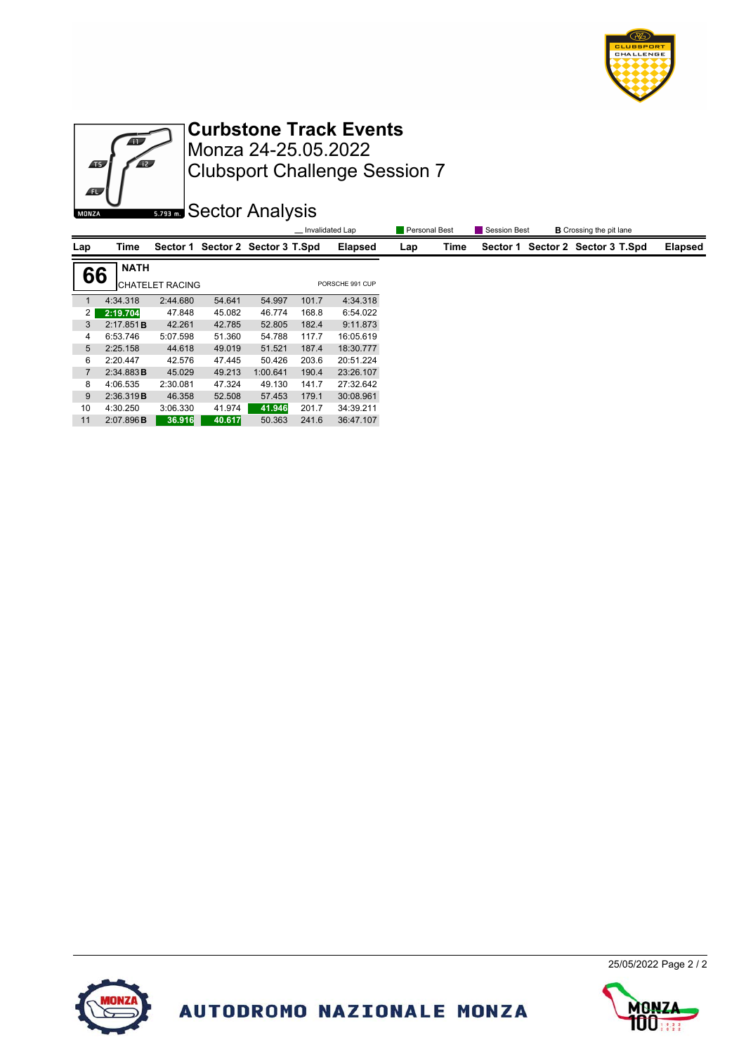# Curbstone Track Events

Monza 24-25.05.2022

Clubsport Challenge Session 7

## Sector Analysis

_ Invalidated Lap | Personal Best | Session Best | **B** Crossing the pit lane

**66** **NATH**
CHATELET RACING — PORSCHE 991 CUP

| Lap | Time | Sector 1 | Sector 2 | Sector 3 | T.Spd | Elapsed |
|---|---|---|---|---|---|---|
| 1 | 4:34.318 | 2:44.680 | 54.641 | 54.997 | 101.7 | 4:34.318 |
| 2 | 2:19.704 | 47.848 | 45.082 | 46.774 | 168.8 | 6:54.022 |
| 3 | 2:17.851 **B** | 42.261 | 42.785 | 52.805 | 182.4 | 9:11.873 |
| 4 | 6:53.746 | 5:07.598 | 51.360 | 54.788 | 117.7 | 16:05.619 |
| 5 | 2:25.158 | 44.618 | 49.019 | 51.521 | 187.4 | 18:30.777 |
| 6 | 2:20.447 | 42.576 | 47.445 | 50.426 | 203.6 | 20:51.224 |
| 7 | 2:34.883 **B** | 45.029 | 49.213 | 1:00.641 | 190.4 | 23:26.107 |
| 8 | 4:06.535 | 2:30.081 | 47.324 | 49.130 | 141.7 | 27:32.642 |
| 9 | 2:36.319 **B** | 46.358 | 52.508 | 57.453 | 179.1 | 30:08.961 |
| 10 | 4:30.250 | 3:06.330 | 41.974 | 41.946 | 201.7 | 34:39.211 |
| 11 | 2:07.896 **B** | 36.916 | 40.617 | 50.363 | 241.6 | 36:47.107 |

25/05/2022

AUTODROMO NAZIONALE MONZA